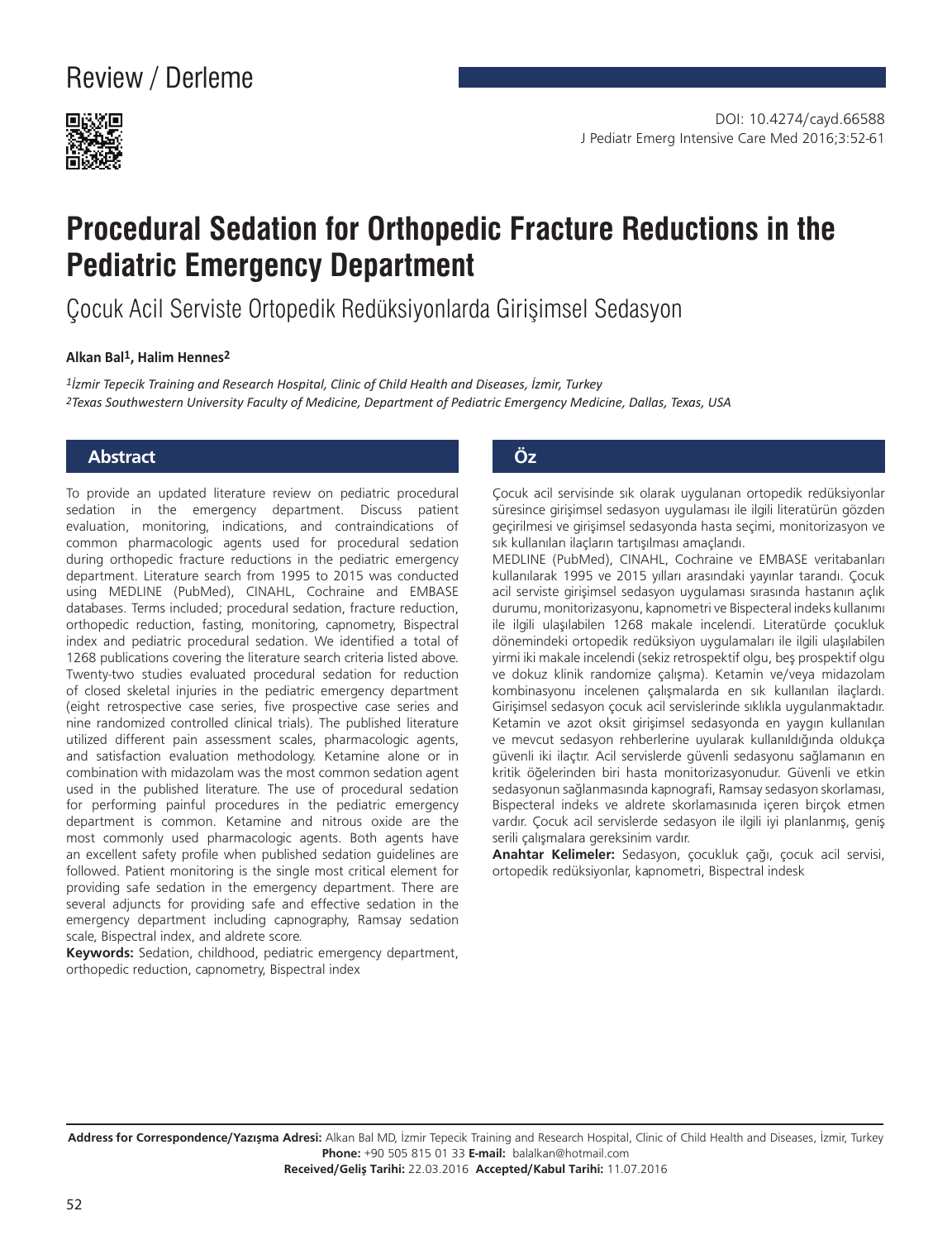Review / Derleme

DOI: 10.4274/cayd.66588

# Procedural Sedation for Orthopedic Fracture Reductions in the Pediatric Emergency Department

## Çocuk Acil Serviste Ortopedik Redüksiyonlarda Girişimsel Sedasyon

**Alkan Bal[1], Halim Hennes[2]**

*[1]İzmir Tepecik Training and Research Hospital, Clinic of Child Health and Diseases, İzmir, Turkey*
*[2]Texas Southwestern University Faculty of Medicine, Department of Pediatric Emergency Medicine, Dallas, Texas, USA*

### Abstract

To provide an updated literature review on pediatric procedural sedation in the emergency department. Discuss patient evaluation, monitoring, indications, and contraindications of common pharmacologic agents used for procedural sedation during orthopedic fracture reductions in the pediatric emergency department. Literature search from 1995 to 2015 was conducted using MEDLINE (PubMed), CINAHL, Cochraine and EMBASE databases. Terms included; procedural sedation, fracture reduction, orthopedic reduction, fasting, monitoring, capnometry, Bispectral index and pediatric procedural sedation. We identified a total of 1268 publications covering the literature search criteria listed above. Twenty-two studies evaluated procedural sedation for reduction of closed skeletal injuries in the pediatric emergency department (eight retrospective case series, five prospective case series and nine randomized controlled clinical trials). The published literature utilized different pain assessment scales, pharmacologic agents, and satisfaction evaluation methodology. Ketamine alone or in combination with midazolam was the most common sedation agent used in the published literature. The use of procedural sedation for performing painful procedures in the pediatric emergency department is common. Ketamine and nitrous oxide are the most commonly used pharmacologic agents. Both agents have an excellent safety profile when published sedation guidelines are followed. Patient monitoring is the single most critical element for providing safe sedation in the emergency department. There are several adjuncts for providing safe and effective sedation in the emergency department including capnography, Ramsay sedation scale, Bispectral index, and aldrete score.

**Keywords:** Sedation, childhood, pediatric emergency department, orthopedic reduction, capnometry, Bispectral index

### Öz

Çocuk acil servisinde sık olarak uygulanan ortopedik redüksiyonlar süresince girişimsel sedasyon uygulaması ile ilgili literatürün gözden geçirilmesi ve girişimsel sedasyonda hasta seçimi, monitorizasyon ve sık kullanılan ilaçların tartışılması amaçlandı.

MEDLINE (PubMed), CINAHL, Cochraine ve EMBASE veritabanları kullanılarak 1995 ve 2015 yılları arasındaki yayınlar tarandı. Çocuk acil serviste girişimsel sedasyon uygulaması sırasında hastanın açlık durumu, monitorizasyonu, kapnometri ve Bispecteral indeks kullanımı ile ilgili ulaşılabilen 1268 makale incelendi. Literatürde çocukluk dönemindeki ortopedik redüksiyon uygulamaları ile ilgili ulaşılabilen yirmi iki makale incelendi (sekiz retrospektif olgu, beş prospektif olgu ve dokuz klinik randomize çalışma). Ketamin ve/veya midazolam kombinasyonu incelenen çalışmalarda en sık kullanılan ilaçlardı. Girişimsel sedasyon çocuk acil servislerinde sıklıkla uygulanmaktadır. Ketamin ve azot oksit girişimsel sedasyonda en yaygın kullanılan ve mevcut sedasyon rehberlerine uyularak kullanıldığında oldukça güvenli iki ilaçtır. Acil servislerde güvenli sedasyonu sağlamanın en kritik öğelerinden biri hasta monitorizasyonudur. Güvenli ve etkin sedasyonun sağlanmasında kapnografi, Ramsay sedasyon skorlaması, Bispecteral indeks ve aldrete skorlamasınıda içeren birçok etmen vardır. Çocuk acil servislerde sedasyon ile ilgili iyi planlanmış, geniş serili çalışmalara gereksinim vardır.

**Anahtar Kelimeler:** Sedasyon, çocukluk çağı, çocuk acil servisi, ortopedik redüksiyonlar, kapnometri, Bispectral indesk

**Address for Correspondence/Yazışma Adresi:** Alkan Bal MD, İzmir Tepecik Training and Research Hospital, Clinic of Child Health and Diseases, İzmir, Turkey
**Phone:** +90 505 815 01 33 **E-mail:** balalkan@hotmail.com
**Received/Geliş Tarihi:** 22.03.2016 **Accepted/Kabul Tarihi:** 11.07.2016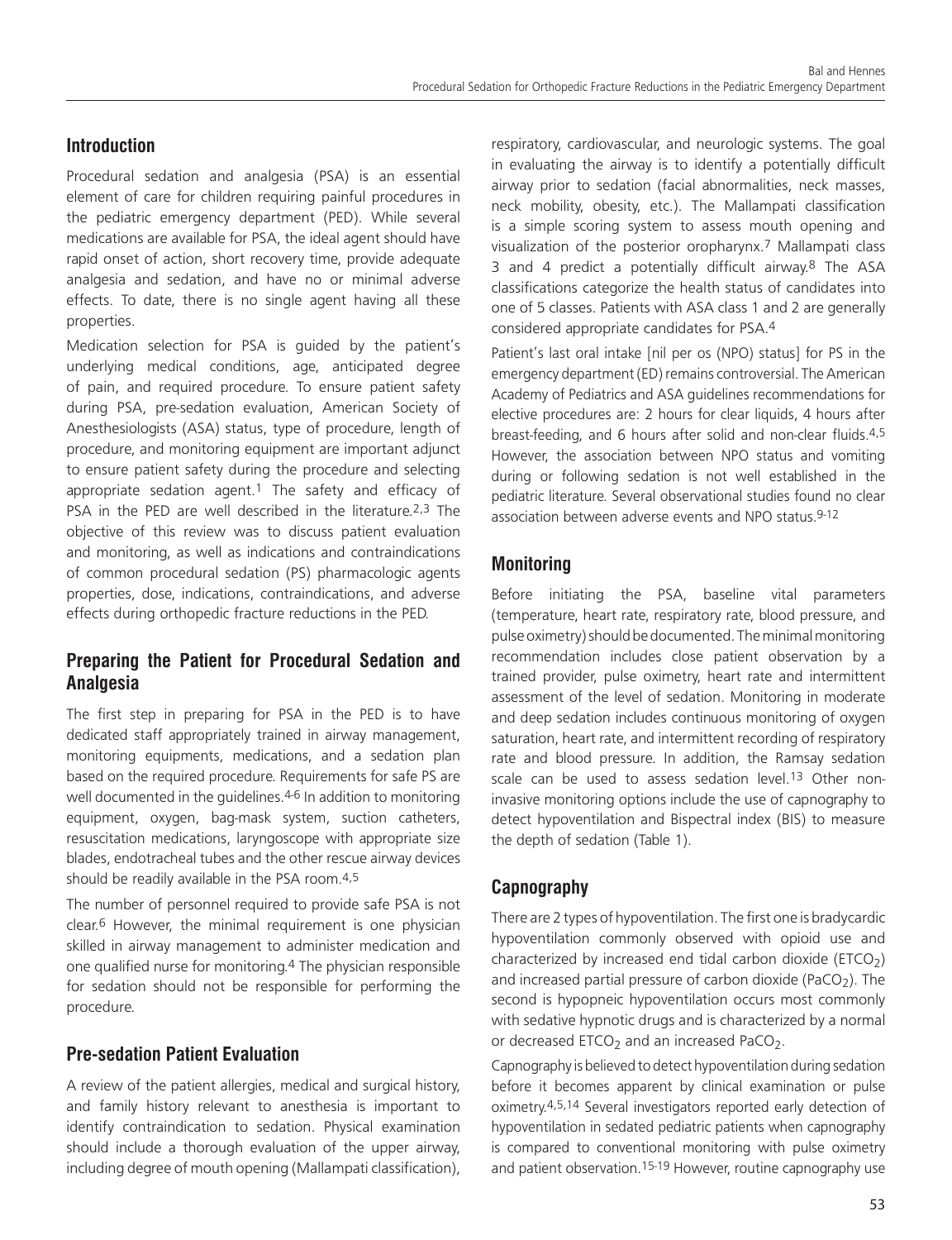## Introduction

Procedural sedation and analgesia (PSA) is an essential element of care for children requiring painful procedures in the pediatric emergency department (PED). While several medications are available for PSA, the ideal agent should have rapid onset of action, short recovery time, provide adequate analgesia and sedation, and have no or minimal adverse effects. To date, there is no single agent having all these properties.

Medication selection for PSA is guided by the patient's underlying medical conditions, age, anticipated degree of pain, and required procedure. To ensure patient safety during PSA, pre-sedation evaluation, American Society of Anesthesiologists (ASA) status, type of procedure, length of procedure, and monitoring equipment are important adjunct to ensure patient safety during the procedure and selecting appropriate sedation agent.[1] The safety and efficacy of PSA in the PED are well described in the literature.[2,3] The objective of this review was to discuss patient evaluation and monitoring, as well as indications and contraindications of common procedural sedation (PS) pharmacologic agents properties, dose, indications, contraindications, and adverse effects during orthopedic fracture reductions in the PED.

## Preparing the Patient for Procedural Sedation and Analgesia

The first step in preparing for PSA in the PED is to have dedicated staff appropriately trained in airway management, monitoring equipments, medications, and a sedation plan based on the required procedure. Requirements for safe PS are well documented in the guidelines.[4-6] In addition to monitoring equipment, oxygen, bag-mask system, suction catheters, resuscitation medications, laryngoscope with appropriate size blades, endotracheal tubes and the other rescue airway devices should be readily available in the PSA room.[4,5]

The number of personnel required to provide safe PSA is not clear.[6] However, the minimal requirement is one physician skilled in airway management to administer medication and one qualified nurse for monitoring.[4] The physician responsible for sedation should not be responsible for performing the procedure.

## Pre-sedation Patient Evaluation

A review of the patient allergies, medical and surgical history, and family history relevant to anesthesia is important to identify contraindication to sedation. Physical examination should include a thorough evaluation of the upper airway, including degree of mouth opening (Mallampati classification), respiratory, cardiovascular, and neurologic systems. The goal in evaluating the airway is to identify a potentially difficult airway prior to sedation (facial abnormalities, neck masses, neck mobility, obesity, etc.). The Mallampati classification is a simple scoring system to assess mouth opening and visualization of the posterior oropharynx.[7] Mallampati class 3 and 4 predict a potentially difficult airway.[8] The ASA classifications categorize the health status of candidates into one of 5 classes. Patients with ASA class 1 and 2 are generally considered appropriate candidates for PSA.[4]

Patient's last oral intake [nil per os (NPO) status] for PS in the emergency department (ED) remains controversial. The American Academy of Pediatrics and ASA guidelines recommendations for elective procedures are: 2 hours for clear liquids, 4 hours after breast-feeding, and 6 hours after solid and non-clear fluids.[4,5] However, the association between NPO status and vomiting during or following sedation is not well established in the pediatric literature. Several observational studies found no clear association between adverse events and NPO status.[9-12]

## Monitoring

Before initiating the PSA, baseline vital parameters (temperature, heart rate, respiratory rate, blood pressure, and pulse oximetry) should be documented. The minimal monitoring recommendation includes close patient observation by a trained provider, pulse oximetry, heart rate and intermittent assessment of the level of sedation. Monitoring in moderate and deep sedation includes continuous monitoring of oxygen saturation, heart rate, and intermittent recording of respiratory rate and blood pressure. In addition, the Ramsay sedation scale can be used to assess sedation level.[13] Other non-invasive monitoring options include the use of capnography to detect hypoventilation and Bispectral index (BIS) to measure the depth of sedation (Table 1).

## Capnography

There are 2 types of hypoventilation. The first one is bradycardic hypoventilation commonly observed with opioid use and characterized by increased end tidal carbon dioxide ($ETCO_2$) and increased partial pressure of carbon dioxide ($PaCO_2$). The second is hypopneic hypoventilation occurs most commonly with sedative hypnotic drugs and is characterized by a normal or decreased $ETCO_2$ and an increased $PaCO_2$.

Capnography is believed to detect hypoventilation during sedation before it becomes apparent by clinical examination or pulse oximetry.[4,5,14] Several investigators reported early detection of hypoventilation in sedated pediatric patients when capnography is compared to conventional monitoring with pulse oximetry and patient observation.[15-19] However, routine capnography use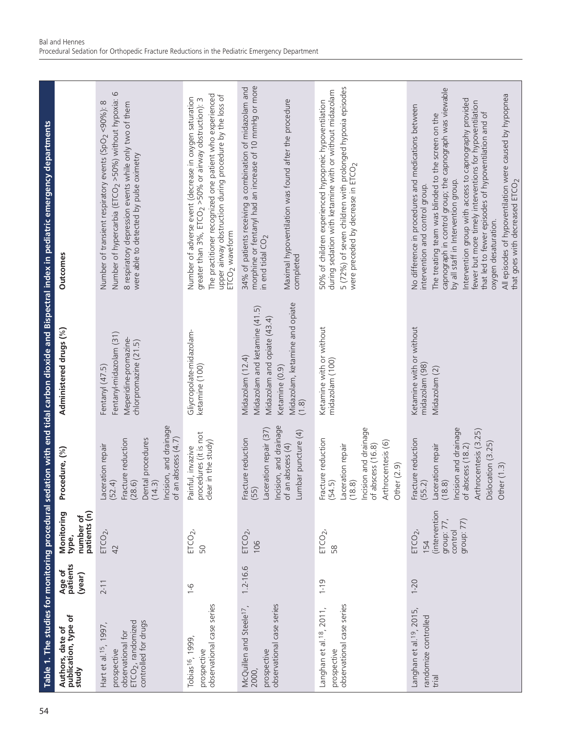**Table 1. The studies for monitoring procedural sedation with end tidal carbon dioxide and Bispectral index in pediatric emergency departments**

| Authors, date of publication, type of study | Age of patients (year) | Monitoring type, number of patients (n) | Procedure, (%) | Administered drugs (%) | Outcomes |
|---|---|---|---|---|---|
| Hart et al.[15], 1997, prospective observational for $ETCO_2$, randomized controlled for drugs | 2-11 | $ETCO_2$, 42 | Laceration repair (52.4)<br>Fracture reduction (28.6)<br>Dental procedures (14.3)<br>Incision, and drainage of an abscess (4.7) | Fentanyl (47.5)<br>Fentanyl-midazolam (31)<br>Meperidine-promazine-chlorpromazine (21.5) | Number of transient respiratory events ($SpO_2$ <90%): 8<br>Number of hypercarbia ($ETCO_2$ >50%) without hypoxia: 6<br>8 respiratory depression events while only two of them were able to detected by pulse oximetry |
| Tobias[16], 1999, prospective observational case series | 1-6 | $ETCO_2$, 50 | Painful, invazive procedures (it is not clear in the study) | Gliycropolate-midazolam-ketamine (100) | Number of adverse event (decrease in oxygen saturation greater than 3%, $ETCO_2$ >50% or airway obstruction): 3<br>The practitioner recognized one patient who experienced upper airway obstruction during procedure by the loss of $ETCO_2$ waveform |
| McQuillen and Steele[17], 2000, prospective observational case series | 1.2-16.6 | $ETCO_2$, 106 | Fracture reduction (55)<br>Laceration repair (37)<br>Incision, and drainage of an abscess (4)<br>Lumbar puncture (4) | Midazolam (12.4)<br>Midazolam and ketamine (41.5)<br>Midazolam and opiate (43.4)<br>Ketamine (0.9)<br>Midazolam, ketamine and opiate (1.8) | 34% of patients receiving a combination of midazolam and morphine or fentanyl had an increase of 10 mmHg or more in end tidal $CO_2$<br>Maximal hypoventilation was found after the procedure completed |
| Langhan et al.[18], 2011, prospective observational case series | 1-19 | $ETCO_2$, 58 | Fracture reduction (54.5)<br>Laceration repair (18.8)<br>Incision and drainage of abscess (16.8)<br>Arthrocentesis (6)<br>Other (2.9) | Ketamine with or without midazolam (100) | 50% of children experienced hypopneic hypoventilation during sedation with ketamine with or without midazolam<br>5 (72%) of seven children with prolonged hypoxia episodes were preceded by decrease in $ETCO_2$ |
| Langhan et al.[19], 2015, randomize controlled trial | 1-20 | $ETCO_2$, 154 (intervention group: 77, control group: 77) | Fracture reduction (55.2)<br>Laceration repair (18.8)<br>Incision and drainage of abscess (18.2)<br>Arthrocentesis (3.25)<br>Dislocation (3.25)<br>Other (1.3) | Ketamine with or without midazolam (98)<br>Midazolam (2) | No difference in procedures and medications between intervention and control group.<br>The treating team was blinded to the screen on the capnograph in control group; the capnograph was viewable by all staff in Intervention group.<br>Intervention group with access to capnography provided fewer but more timely interventions for hypoventilation that led to fewer episodes of hypoventilation and of oxygen desaturation.<br>All episodes of hypoventilation were caused by hypopnea that goes with decreased $ETCO_2$ |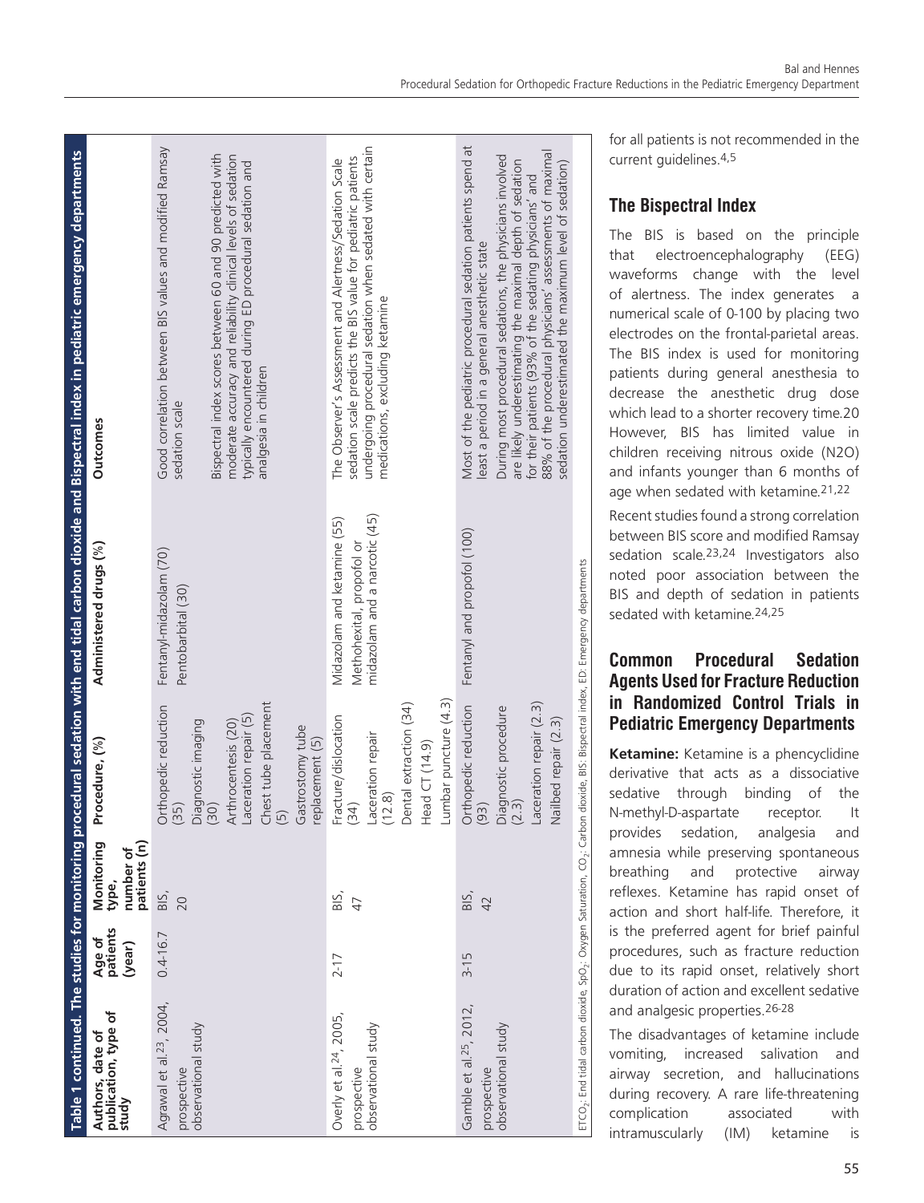**Table 1 continued. The studies for monitoring procedural sedation with end tidal carbon dioxide and Bispectral index in pediatric emergency departments**

| Authors, date of publication, type of study | Age of patients (year) | Monitoring type, number of patients (n) | Procedure, (%) | Administered drugs (%) | Outcomes |
|---|---|---|---|---|---|
| Agrawal et al.[23], 2004, prospective observational study | 0.4-16.7 | BIS, 20 | Orthopedic reduction (35)<br>Diagnostic imaging (30)<br>Arthrocentesis (20)<br>Laceration repair (5)<br>Chest tube placement (5)<br>Gastrostomy tube replacement (5) | Fentanyl-midazolam (70)<br>Pentobarbital (30) | Good correlation between BIS values and modified Ramsay sedation scale<br>Bispectral index scores between 60 and 90 predicted with moderate accuracy and reliability clinical levels of sedation typically encountered during ED procedural sedation and analgesia in children |
| Overly et al.[24], 2005, prospective observational study | 2-17 | BIS, 47 | Fracture/dislocation (34)<br>Laceration repair (12.8)<br>Dental extraction (34)<br>Head CT (14.9)<br>Lumbar puncture (4.3) | Midazolam and ketamine (55)<br>Methohexital, propofol or midazolam and a narcotic (45) | The Observer's Assessment and Alertness/Sedation Scale sedation scale predicts the BIS value for pediatric patients undergoing procedural sedation when sedated with certain medications, excluding ketamine |
| Gamble et al.[25], 2012, prospective observational study | 3-15 | BIS, 42 | Orthopedic reduction (93)<br>Diagnostic procedure (2.3)<br>Laceration repair (2.3)<br>Nailbed repair (2.3) | Fentanyl and propofol (100) | Most of the pediatric procedural sedation patients spend at least a period in a general anesthetic state<br>During most procedural sedations, the physicians involved are likely underestimating the maximal depth of sedation for their patients (93% of the sedating physicians' and 88% of the procedural physicians' assessments of maximal sedation underestimated the maximum level of sedation) |

ETCO$_2$: End tidal carbon dioxide, SpO$_2$: Oxygen Saturation, CO$_2$: Carbon dioxide, BIS: Bispectral index, ED: Emergency departments

for all patients is not recommended in the current guidelines.[4,5]

## The Bispectral Index

The BIS is based on the principle that electroencephalography (EEG) waveforms change with the level of alertness. The index generates a numerical scale of 0-100 by placing two electrodes on the frontal-parietal areas. The BIS index is used for monitoring patients during general anesthesia to decrease the anesthetic drug dose which lead to a shorter recovery time.[20] However, BIS has limited value in children receiving nitrous oxide (N2O) and infants younger than 6 months of age when sedated with ketamine.[21,22]

Recent studies found a strong correlation between BIS score and modified Ramsay sedation scale.[23,24] Investigators also noted poor association between the BIS and depth of sedation in patients sedated with ketamine.[24,25]

## Common Procedural Sedation Agents Used for Fracture Reduction in Randomized Control Trials in Pediatric Emergency Departments

**Ketamine:** Ketamine is a phencyclidine derivative that acts as a dissociative sedative through binding of the N-methyl-D-aspartate receptor. It provides sedation, analgesia and amnesia while preserving spontaneous breathing and protective airway reflexes. Ketamine has rapid onset of action and short half-life. Therefore, it is the preferred agent for brief painful procedures, such as fracture reduction due to its rapid onset, relatively short duration of action and excellent sedative and analgesic properties.[26-28]

The disadvantages of ketamine include vomiting, increased salivation and airway secretion, and hallucinations during recovery. A rare life-threatening complication associated with intramuscularly (IM) ketamine is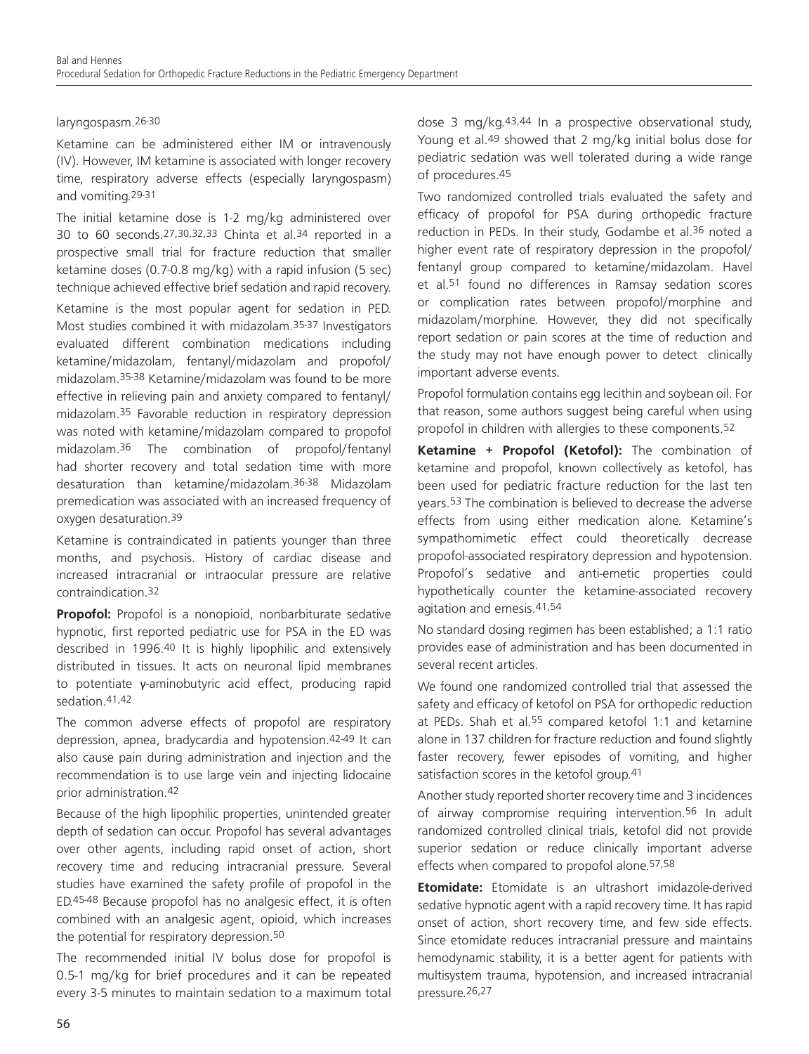laryngospasm.[26-30]

Ketamine can be administered either IM or intravenously (IV). However, IM ketamine is associated with longer recovery time, respiratory adverse effects (especially laryngospasm) and vomiting.[29-31]

The initial ketamine dose is 1-2 mg/kg administered over 30 to 60 seconds.[27,30,32,33] Chinta et al.[34] reported in a prospective small trial for fracture reduction that smaller ketamine doses (0.7-0.8 mg/kg) with a rapid infusion (5 sec) technique achieved effective brief sedation and rapid recovery.

Ketamine is the most popular agent for sedation in PED. Most studies combined it with midazolam.[35-37] Investigators evaluated different combination medications including ketamine/midazolam, fentanyl/midazolam and propofol/midazolam.[35-38] Ketamine/midazolam was found to be more effective in relieving pain and anxiety compared to fentanyl/midazolam.[35] Favorable reduction in respiratory depression was noted with ketamine/midazolam compared to propofol midazolam.[36] The combination of propofol/fentanyl had shorter recovery and total sedation time with more desaturation than ketamine/midazolam.[36-38] Midazolam premedication was associated with an increased frequency of oxygen desaturation.[39]

Ketamine is contraindicated in patients younger than three months, and psychosis. History of cardiac disease and increased intracranial or intraocular pressure are relative contraindication.[32]

**Propofol:** Propofol is a nonopioid, nonbarbiturate sedative hypnotic, first reported pediatric use for PSA in the ED was described in 1996.[40] It is highly lipophilic and extensively distributed in tissues. It acts on neuronal lipid membranes to potentiate γ-aminobutyric acid effect, producing rapid sedation.[41,42]

The common adverse effects of propofol are respiratory depression, apnea, bradycardia and hypotension.[42-49] It can also cause pain during administration and injection and the recommendation is to use large vein and injecting lidocaine prior administration.[42]

Because of the high lipophilic properties, unintended greater depth of sedation can occur. Propofol has several advantages over other agents, including rapid onset of action, short recovery time and reducing intracranial pressure. Several studies have examined the safety profile of propofol in the ED.[45-48] Because propofol has no analgesic effect, it is often combined with an analgesic agent, opioid, which increases the potential for respiratory depression.[50]

The recommended initial IV bolus dose for propofol is 0.5-1 mg/kg for brief procedures and it can be repeated every 3-5 minutes to maintain sedation to a maximum total dose 3 mg/kg.[43,44] In a prospective observational study, Young et al.[49] showed that 2 mg/kg initial bolus dose for pediatric sedation was well tolerated during a wide range of procedures.[45]

Two randomized controlled trials evaluated the safety and efficacy of propofol for PSA during orthopedic fracture reduction in PEDs. In their study, Godambe et al.[36] noted a higher event rate of respiratory depression in the propofol/fentanyl group compared to ketamine/midazolam. Havel et al.[51] found no differences in Ramsay sedation scores or complication rates between propofol/morphine and midazolam/morphine. However, they did not specifically report sedation or pain scores at the time of reduction and the study may not have enough power to detect clinically important adverse events.

Propofol formulation contains egg lecithin and soybean oil. For that reason, some authors suggest being careful when using propofol in children with allergies to these components.[52]

**Ketamine + Propofol (Ketofol):** The combination of ketamine and propofol, known collectively as ketofol, has been used for pediatric fracture reduction for the last ten years.[53] The combination is believed to decrease the adverse effects from using either medication alone. Ketamine's sympathomimetic effect could theoretically decrease propofol-associated respiratory depression and hypotension. Propofol's sedative and anti-emetic properties could hypothetically counter the ketamine-associated recovery agitation and emesis.[41,54]

No standard dosing regimen has been established; a 1:1 ratio provides ease of administration and has been documented in several recent articles.

We found one randomized controlled trial that assessed the safety and efficacy of ketofol on PSA for orthopedic reduction at PEDs. Shah et al.[55] compared ketofol 1:1 and ketamine alone in 137 children for fracture reduction and found slightly faster recovery, fewer episodes of vomiting, and higher satisfaction scores in the ketofol group.[41]

Another study reported shorter recovery time and 3 incidences of airway compromise requiring intervention.[56] In adult randomized controlled clinical trials, ketofol did not provide superior sedation or reduce clinically important adverse effects when compared to propofol alone.[57,58]

**Etomidate:** Etomidate is an ultrashort imidazole-derived sedative hypnotic agent with a rapid recovery time. It has rapid onset of action, short recovery time, and few side effects. Since etomidate reduces intracranial pressure and maintains hemodynamic stability, it is a better agent for patients with multisystem trauma, hypotension, and increased intracranial pressure.[26,27]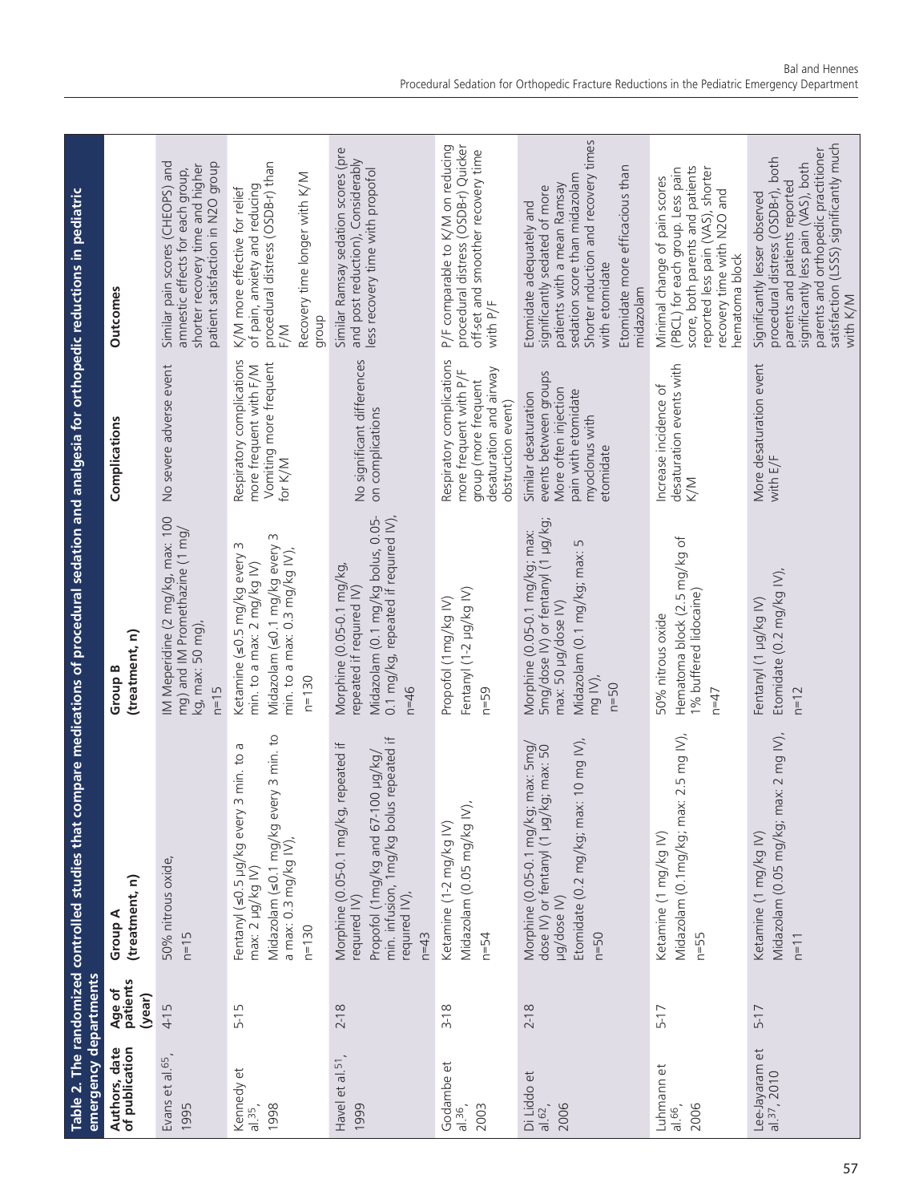**Table 2. The randomized controlled studies that compare medications of procedural sedation and analgesia for orthopedic reductions in pediatric emergency departments**

| Authors, date of publication | Age of patients (year) | Group A (treatment, n) | Group B (treatment, n) | Complications | Outcomes |
|---|---|---|---|---|---|
| Evans et al.[65], 1995 | 4-15 | 50% nitrous oxide, n=15 | IM Meperidine (2 mg/kg, max: 100 mg) and IM Promethazine (1 mg/kg, max: 50 mg), n=15 | No severe adverse event | Similar pain scores (CHEOPS) and amnestic effects for each group, shorter recovery time and higher patient satisfaction in N2O group |
| Kennedy et al.[35], 1998 | 5-15 | Fentanyl (≤0.5 µg/kg every 3 min. to a max: 2 µg/kg IV) Midazolam (≤0.1 mg/kg every 3 min. to a max: 0.3 mg/kg IV), n=130 | Ketamine (≤0.5 mg/kg every 3 min. to a max: 2 mg/kg IV) Midazolam (≤0.1 mg/kg every 3 min. to a max: 0.3 mg/kg IV), n=130 | Respiratory complications more frequent with F/M Vomiting more frequent for K/M | K/M more effective for relief of pain, anxiety and reducing procedural distress (OSDB-r) than F/M Recovery time longer with K/M group |
| Havel et al.[51], 1999 | 2-18 | Morphine (0.05-0.1 mg/kg, repeated if required IV) Propofol (1mg/kg and 67-100 µg/kg/min. infusion, 1mg/kg bolus repeated if required IV), n=43 | Morphine (0.05-0.1 mg/kg, repeated if required IV) Midazolam (0.1 mg/kg bolus, 0.05-0.1 mg/kg, repeated if required IV), n=46 | No significant differences on complications | Similar Ramsay sedation scores (pre and post reduction). Considerably less recovery time with propofol |
| Godambe et al.[36], 2003 | 3-18 | Ketamine (1-2 mg/kg IV) Midazolam (0.05 mg/kg IV), n=54 | Propofol (1mg/kg IV) Fentanyl (1-2 µg/kg IV) n=59 | Respiratory complications more frequent with P/F group (more frequent desaturation and airway obstruction event) | P/F comparable to K/M on reducing procedural distress (OSDB-r) Quicker off-set and smoother recovery time with P/F |
| Di Liddo et al.[62], 2006 | 2-18 | Morphine (0.05-0.1 mg/kg; max: 5mg/dose IV) or fentanyl (1 µg/kg; max: 50 µg/dose IV) Etomidate (0.2 mg/kg; max: 10 mg IV), n=50 | Morphine (0.05-0.1 mg/kg; max: 5mg/dose IV) or fentanyl (1 µg/kg; max: 50 µg/dose IV) Midazolam (0.1 mg/kg; max: 5 mg IV), n=50 | Similar desaturation events between groups More often injection pain with etomidate myoclonus with etomidate | Etomidate adequately and significantly sedated of more patients with a mean Ramsay sedation score than midazolam Shorter induction and recovery times with etomidate Etomidate more efficacious than midazolam |
| Luhmann et al.[66], 2006 | 5-17 | Ketamine (1 mg/kg IV) Midazolam (0.1mg/kg; max: 2.5 mg IV), n=55 | 50% nitrous oxide Hematoma block (2.5 mg/kg of 1% buffered lidocaine) n=47 | Increase incidence of desaturation events with K/M | Minimal change of pain scores (PBCL) for each group. Less pain score, both parents and patients reported less pain (VAS), shorter recovery time with N2O and hematoma block |
| Lee-Jayaram et al.[37], 2010 | 5-17 | Ketamine (1 mg/kg IV) Midazolam (0.05 mg/kg; max: 2 mg IV), n=11 | Fentanyl (1 µg/kg IV) Etomidate (0.2 mg/kg IV), n=12 | More desaturation event with E/F | Significantly lesser observed procedural distress (OSDB-r), both parents and patients reported significantly less pain (VAS), both parents and orthopedic practitioner satisfaction (LSSS) significantly much with K/M |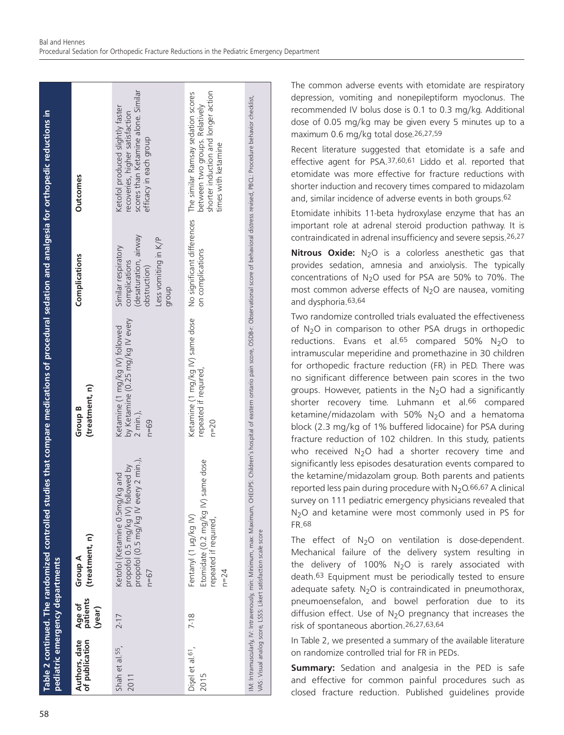**Table 2 continued. The randomized controlled studies that compare medications of procedural sedation and analgesia for orthopedic reductions in pediatric emergency departments**

| Authors, date of publication | Age of patients (year) | Group A (treatment, n) | Group B (treatment, n) | Complications | Outcomes |
|---|---|---|---|---|---|
| Shah et al.[55], 2011 | 2-17 | Ketofol (Ketamine 0.5mg/kg and propofol 0.5 mg/kg IV) followed by propofol (0.5 mg/kg IV every 2 min.), n=67 | Ketamine (1 mg/kg IV) followed by Ketamine (0.25 mg/kg IV every 2 min.), n=69 | Similar respiratory complications (desaturation, airway obstruction) Less vomiting in K/P group | Ketofol produced slightly faster recoveries, higher satisfaction scores than Ketamine alone. Similar efficacy in each group |
| Dişel et al.[61], 2015 | 7-18 | Fentanyl (1 µg/kg IV) Etomidate (0.2 mg/kg IV) same dose repeated if required, n=24 | Ketamine (1 mg/kg IV) same dose repeated if required, n=20 | No significant differences on complications | The similar Ramsay sedation scores between two groups. Relatively shorter induction and longer action times with ketamine |

IM: Intramuscularly, IV: Intravenously, min: Minimum, max: Maximum, CHEOPS: Children's hospital of eastern ontario pain score, OSDB-r: Observational score of behavioral distress revised, PBCL: Procedure behavior checklist, VAS: Visual analog score, LSSS: Likert satisfaction scale score

The common adverse events with etomidate are respiratory depression, vomiting and nonepileptiform myoclonus. The recommended IV bolus dose is 0.1 to 0.3 mg/kg. Additional dose of 0.05 mg/kg may be given every 5 minutes up to a maximum 0.6 mg/kg total dose.[26,27,59]

Recent literature suggested that etomidate is a safe and effective agent for PSA.[37,60,61] Liddo et al. reported that etomidate was more effective for fracture reductions with shorter induction and recovery times compared to midazolam and, similar incidence of adverse events in both groups.[62]

Etomidate inhibits 11-beta hydroxylase enzyme that has an important role at adrenal steroid production pathway. It is contraindicated in adrenal insufficiency and severe sepsis.[26,27]

**Nitrous Oxide:** $N_2O$ is a colorless anesthetic gas that provides sedation, amnesia and anxiolysis. The typically concentrations of $N_2O$ used for PSA are 50% to 70%. The most common adverse effects of $N_2O$ are nausea, vomiting and dysphoria.[63,64]

Two randomize controlled trials evaluated the effectiveness of $N_2O$ in comparison to other PSA drugs in orthopedic reductions. Evans et al.[65] compared 50% $N_2O$ to intramuscular meperidine and promethazine in 30 children for orthopedic fracture reduction (FR) in PED. There was no significant difference between pain scores in the two groups. However, patients in the $N_2O$ had a significantly shorter recovery time. Luhmann et al.[66] compared ketamine/midazolam with 50% $N_2O$ and a hematoma block (2.3 mg/kg of 1% buffered lidocaine) for PSA during fracture reduction of 102 children. In this study, patients who received $N_2O$ had a shorter recovery time and significantly less episodes desaturation events compared to the ketamine/midazolam group. Both parents and patients reported less pain during procedure with $N_2O$.[66,67] A clinical survey on 111 pediatric emergency physicians revealed that $N_2O$ and ketamine were most commonly used in PS for FR.[68]

The effect of $N_2O$ on ventilation is dose-dependent. Mechanical failure of the delivery system resulting in the delivery of 100% $N_2O$ is rarely associated with death.[63] Equipment must be periodically tested to ensure adequate safety. $N_2O$ is contraindicated in pneumothorax, pneumoensefalon, and bowel perforation due to its diffusion effect. Use of $N_2O$ pregnancy that increases the risk of spontaneous abortion.[26,27,63,64]

In Table 2, we presented a summary of the available literature on randomize controlled trial for FR in PEDs.

**Summary:** Sedation and analgesia in the PED is safe and effective for common painful procedures such as closed fracture reduction. Published guidelines provide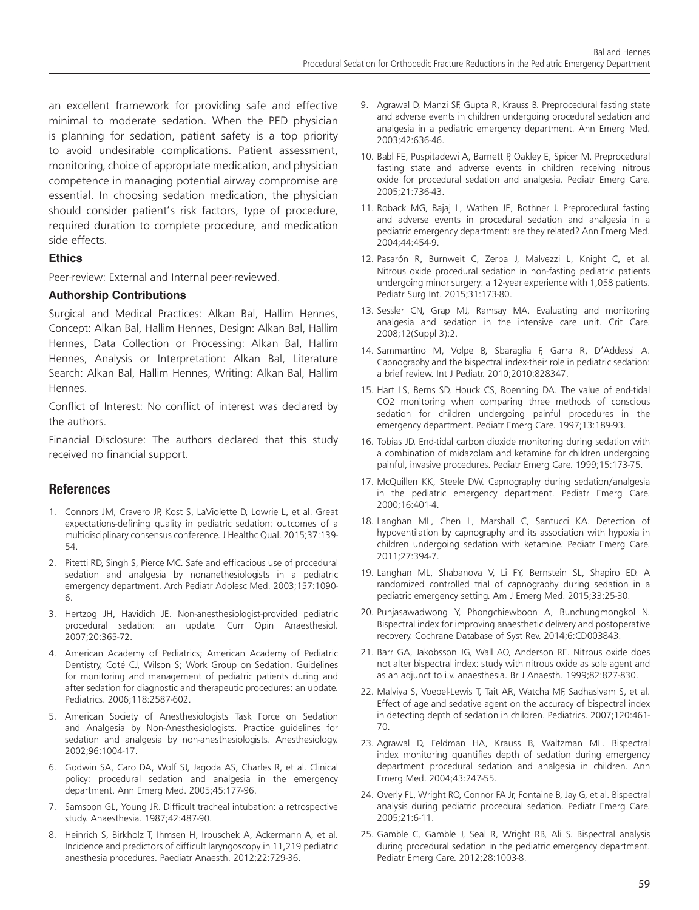an excellent framework for providing safe and effective minimal to moderate sedation. When the PED physician is planning for sedation, patient safety is a top priority to avoid undesirable complications. Patient assessment, monitoring, choice of appropriate medication, and physician competence in managing potential airway compromise are essential. In choosing sedation medication, the physician should consider patient's risk factors, type of procedure, required duration to complete procedure, and medication side effects.

### Ethics

Peer-review: External and Internal peer-reviewed.

### Authorship Contributions

Surgical and Medical Practices: Alkan Bal, Hallim Hennes, Concept: Alkan Bal, Hallim Hennes, Design: Alkan Bal, Hallim Hennes, Data Collection or Processing: Alkan Bal, Hallim Hennes, Analysis or Interpretation: Alkan Bal, Literature Search: Alkan Bal, Hallim Hennes, Writing: Alkan Bal, Hallim Hennes.

Conflict of Interest: No conflict of interest was declared by the authors.

Financial Disclosure: The authors declared that this study received no financial support.

## References

1. Connors JM, Cravero JP, Kost S, LaViolette D, Lowrie L, et al. Great expectations-defining quality in pediatric sedation: outcomes of a multidisciplinary consensus conference. J Healthc Qual. 2015;37:139-54.
2. Pitetti RD, Singh S, Pierce MC. Safe and efficacious use of procedural sedation and analgesia by nonanethesiologists in a pediatric emergency department. Arch Pediatr Adolesc Med. 2003;157:1090-6.
3. Hertzog JH, Havidich JE. Non-anesthesiologist-provided pediatric procedural sedation: an update. Curr Opin Anaesthesiol. 2007;20:365-72.
4. American Academy of Pediatrics; American Academy of Pediatric Dentistry, Coté CJ, Wilson S; Work Group on Sedation. Guidelines for monitoring and management of pediatric patients during and after sedation for diagnostic and therapeutic procedures: an update. Pediatrics. 2006;118:2587-602.
5. American Society of Anesthesiologists Task Force on Sedation and Analgesia by Non-Anesthesiologists. Practice guidelines for sedation and analgesia by non-anesthesiologists. Anesthesiology. 2002;96:1004-17.
6. Godwin SA, Caro DA, Wolf SJ, Jagoda AS, Charles R, et al. Clinical policy: procedural sedation and analgesia in the emergency department. Ann Emerg Med. 2005;45:177-96.
7. Samsoon GL, Young JR. Difficult tracheal intubation: a retrospective study. Anaesthesia. 1987;42:487-90.
8. Heinrich S, Birkholz T, Ihmsen H, Irouschek A, Ackermann A, et al. Incidence and predictors of difficult laryngoscopy in 11,219 pediatric anesthesia procedures. Paediatr Anaesth. 2012;22:729-36.
9. Agrawal D, Manzi SF, Gupta R, Krauss B. Preprocedural fasting state and adverse events in children undergoing procedural sedation and analgesia in a pediatric emergency department. Ann Emerg Med. 2003;42:636-46.
10. Babl FE, Puspitadewi A, Barnett P, Oakley E, Spicer M. Preprocedural fasting state and adverse events in children receiving nitrous oxide for procedural sedation and analgesia. Pediatr Emerg Care. 2005;21:736-43.
11. Roback MG, Bajaj L, Wathen JE, Bothner J. Preprocedural fasting and adverse events in procedural sedation and analgesia in a pediatric emergency department: are they related? Ann Emerg Med. 2004;44:454-9.
12. Pasarón R, Burnweit C, Zerpa J, Malvezzi L, Knight C, et al. Nitrous oxide procedural sedation in non-fasting pediatric patients undergoing minor surgery: a 12-year experience with 1,058 patients. Pediatr Surg Int. 2015;31:173-80.
13. Sessler CN, Grap MJ, Ramsay MA. Evaluating and monitoring analgesia and sedation in the intensive care unit. Crit Care. 2008;12(Suppl 3):2.
14. Sammartino M, Volpe B, Sbaraglia F, Garra R, D'Addessi A. Capnography and the bispectral index-their role in pediatric sedation: a brief review. Int J Pediatr. 2010;2010:828347.
15. Hart LS, Berns SD, Houck CS, Boenning DA. The value of end-tidal CO2 monitoring when comparing three methods of conscious sedation for children undergoing painful procedures in the emergency department. Pediatr Emerg Care. 1997;13:189-93.
16. Tobias JD. End-tidal carbon dioxide monitoring during sedation with a combination of midazolam and ketamine for children undergoing painful, invasive procedures. Pediatr Emerg Care. 1999;15:173-75.
17. McQuillen KK, Steele DW. Capnography during sedation/analgesia in the pediatric emergency department. Pediatr Emerg Care. 2000;16:401-4.
18. Langhan ML, Chen L, Marshall C, Santucci KA. Detection of hypoventilation by capnography and its association with hypoxia in children undergoing sedation with ketamine. Pediatr Emerg Care. 2011;27:394-7.
19. Langhan ML, Shabanova V, Li FY, Bernstein SL, Shapiro ED. A randomized controlled trial of capnography during sedation in a pediatric emergency setting. Am J Emerg Med. 2015;33:25-30.
20. Punjasawadwong Y, Phongchiewboon A, Bunchungmongkol N. Bispectral index for improving anaesthetic delivery and postoperative recovery. Cochrane Database of Syst Rev. 2014;6:CD003843.
21. Barr GA, Jakobsson JG, Wall AO, Anderson RE. Nitrous oxide does not alter bispectral index: study with nitrous oxide as sole agent and as an adjunct to i.v. anaesthesia. Br J Anaesth. 1999;82:827-830.
22. Malviya S, Voepel-Lewis T, Tait AR, Watcha MF, Sadhasivam S, et al. Effect of age and sedative agent on the accuracy of bispectral index in detecting depth of sedation in children. Pediatrics. 2007;120:461-70.
23. Agrawal D, Feldman HA, Krauss B, Waltzman ML. Bispectral index monitoring quantifies depth of sedation during emergency department procedural sedation and analgesia in children. Ann Emerg Med. 2004;43:247-55.
24. Overly FL, Wright RO, Connor FA Jr, Fontaine B, Jay G, et al. Bispectral analysis during pediatric procedural sedation. Pediatr Emerg Care. 2005;21:6-11.
25. Gamble C, Gamble J, Seal R, Wright RB, Ali S. Bispectral analysis during procedural sedation in the pediatric emergency department. Pediatr Emerg Care. 2012;28:1003-8.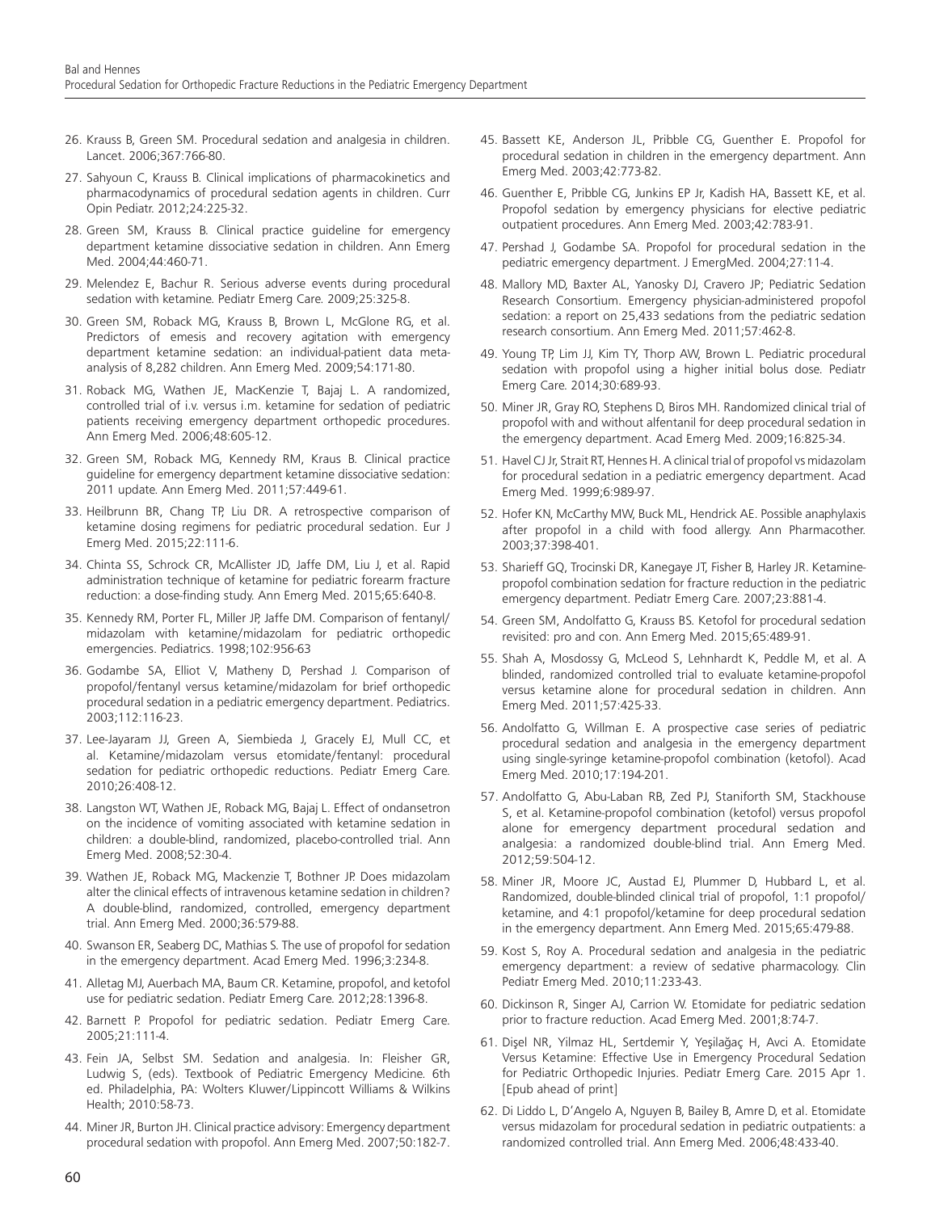26. Krauss B, Green SM. Procedural sedation and analgesia in children. Lancet. 2006;367:766-80.
27. Sahyoun C, Krauss B. Clinical implications of pharmacokinetics and pharmacodynamics of procedural sedation agents in children. Curr Opin Pediatr. 2012;24:225-32.
28. Green SM, Krauss B. Clinical practice guideline for emergency department ketamine dissociative sedation in children. Ann Emerg Med. 2004;44:460-71.
29. Melendez E, Bachur R. Serious adverse events during procedural sedation with ketamine. Pediatr Emerg Care. 2009;25:325-8.
30. Green SM, Roback MG, Krauss B, Brown L, McGlone RG, et al. Predictors of emesis and recovery agitation with emergency department ketamine sedation: an individual-patient data meta-analysis of 8,282 children. Ann Emerg Med. 2009;54:171-80.
31. Roback MG, Wathen JE, MacKenzie T, Bajaj L. A randomized, controlled trial of i.v. versus i.m. ketamine for sedation of pediatric patients receiving emergency department orthopedic procedures. Ann Emerg Med. 2006;48:605-12.
32. Green SM, Roback MG, Kennedy RM, Kraus B. Clinical practice guideline for emergency department ketamine dissociative sedation: 2011 update. Ann Emerg Med. 2011;57:449-61.
33. Heilbrunn BR, Chang TP, Liu DR. A retrospective comparison of ketamine dosing regimens for pediatric procedural sedation. Eur J Emerg Med. 2015;22:111-6.
34. Chinta SS, Schrock CR, McAllister JD, Jaffe DM, Liu J, et al. Rapid administration technique of ketamine for pediatric forearm fracture reduction: a dose-finding study. Ann Emerg Med. 2015;65:640-8.
35. Kennedy RM, Porter FL, Miller JP, Jaffe DM. Comparison of fentanyl/midazolam with ketamine/midazolam for pediatric orthopedic emergencies. Pediatrics. 1998;102:956-63
36. Godambe SA, Elliot V, Matheny D, Pershad J. Comparison of propofol/fentanyl versus ketamine/midazolam for brief orthopedic procedural sedation in a pediatric emergency department. Pediatrics. 2003;112:116-23.
37. Lee-Jayaram JJ, Green A, Siembieda J, Gracely EJ, Mull CC, et al. Ketamine/midazolam versus etomidate/fentanyl: procedural sedation for pediatric orthopedic reductions. Pediatr Emerg Care. 2010;26:408-12.
38. Langston WT, Wathen JE, Roback MG, Bajaj L. Effect of ondansetron on the incidence of vomiting associated with ketamine sedation in children: a double-blind, randomized, placebo-controlled trial. Ann Emerg Med. 2008;52:30-4.
39. Wathen JE, Roback MG, Mackenzie T, Bothner JP. Does midazolam alter the clinical effects of intravenous ketamine sedation in children? A double-blind, randomized, controlled, emergency department trial. Ann Emerg Med. 2000;36:579-88.
40. Swanson ER, Seaberg DC, Mathias S. The use of propofol for sedation in the emergency department. Acad Emerg Med. 1996;3:234-8.
41. Alletag MJ, Auerbach MA, Baum CR. Ketamine, propofol, and ketofol use for pediatric sedation. Pediatr Emerg Care. 2012;28:1396-8.
42. Barnett P. Propofol for pediatric sedation. Pediatr Emerg Care. 2005;21:111-4.
43. Fein JA, Selbst SM. Sedation and analgesia. In: Fleisher GR, Ludwig S, (eds). Textbook of Pediatric Emergency Medicine. 6th ed. Philadelphia, PA: Wolters Kluwer/Lippincott Williams & Wilkins Health; 2010:58-73.
44. Miner JR, Burton JH. Clinical practice advisory: Emergency department procedural sedation with propofol. Ann Emerg Med. 2007;50:182-7.
45. Bassett KE, Anderson JL, Pribble CG, Guenther E. Propofol for procedural sedation in children in the emergency department. Ann Emerg Med. 2003;42:773-82.
46. Guenther E, Pribble CG, Junkins EP Jr, Kadish HA, Bassett KE, et al. Propofol sedation by emergency physicians for elective pediatric outpatient procedures. Ann Emerg Med. 2003;42:783-91.
47. Pershad J, Godambe SA. Propofol for procedural sedation in the pediatric emergency department. J EmergMed. 2004;27:11-4.
48. Mallory MD, Baxter AL, Yanosky DJ, Cravero JP; Pediatric Sedation Research Consortium. Emergency physician-administered propofol sedation: a report on 25,433 sedations from the pediatric sedation research consortium. Ann Emerg Med. 2011;57:462-8.
49. Young TP, Lim JJ, Kim TY, Thorp AW, Brown L. Pediatric procedural sedation with propofol using a higher initial bolus dose. Pediatr Emerg Care. 2014;30:689-93.
50. Miner JR, Gray RO, Stephens D, Biros MH. Randomized clinical trial of propofol with and without alfentanil for deep procedural sedation in the emergency department. Acad Emerg Med. 2009;16:825-34.
51. Havel CJ Jr, Strait RT, Hennes H. A clinical trial of propofol vs midazolam for procedural sedation in a pediatric emergency department. Acad Emerg Med. 1999;6:989-97.
52. Hofer KN, McCarthy MW, Buck ML, Hendrick AE. Possible anaphylaxis after propofol in a child with food allergy. Ann Pharmacother. 2003;37:398-401.
53. Sharieff GQ, Trocinski DR, Kanegaye JT, Fisher B, Harley JR. Ketamine-propofol combination sedation for fracture reduction in the pediatric emergency department. Pediatr Emerg Care. 2007;23:881-4.
54. Green SM, Andolfatto G, Krauss BS. Ketofol for procedural sedation revisited: pro and con. Ann Emerg Med. 2015;65:489-91.
55. Shah A, Mosdossy G, McLeod S, Lehnhardt K, Peddle M, et al. A blinded, randomized controlled trial to evaluate ketamine-propofol versus ketamine alone for procedural sedation in children. Ann Emerg Med. 2011;57:425-33.
56. Andolfatto G, Willman E. A prospective case series of pediatric procedural sedation and analgesia in the emergency department using single-syringe ketamine-propofol combination (ketofol). Acad Emerg Med. 2010;17:194-201.
57. Andolfatto G, Abu-Laban RB, Zed PJ, Staniforth SM, Stackhouse S, et al. Ketamine-propofol combination (ketofol) versus propofol alone for emergency department procedural sedation and analgesia: a randomized double-blind trial. Ann Emerg Med. 2012;59:504-12.
58. Miner JR, Moore JC, Austad EJ, Plummer D, Hubbard L, et al. Randomized, double-blinded clinical trial of propofol, 1:1 propofol/ketamine, and 4:1 propofol/ketamine for deep procedural sedation in the emergency department. Ann Emerg Med. 2015;65:479-88.
59. Kost S, Roy A. Procedural sedation and analgesia in the pediatric emergency department: a review of sedative pharmacology. Clin Pediatr Emerg Med. 2010;11:233-43.
60. Dickinson R, Singer AJ, Carrion W. Etomidate for pediatric sedation prior to fracture reduction. Acad Emerg Med. 2001;8:74-7.
61. Dişel NR, Yilmaz HL, Sertdemir Y, Yeşilağaç H, Avci A. Etomidate Versus Ketamine: Effective Use in Emergency Procedural Sedation for Pediatric Orthopedic Injuries. Pediatr Emerg Care. 2015 Apr 1. [Epub ahead of print]
62. Di Liddo L, D'Angelo A, Nguyen B, Bailey B, Amre D, et al. Etomidate versus midazolam for procedural sedation in pediatric outpatients: a randomized controlled trial. Ann Emerg Med. 2006;48:433-40.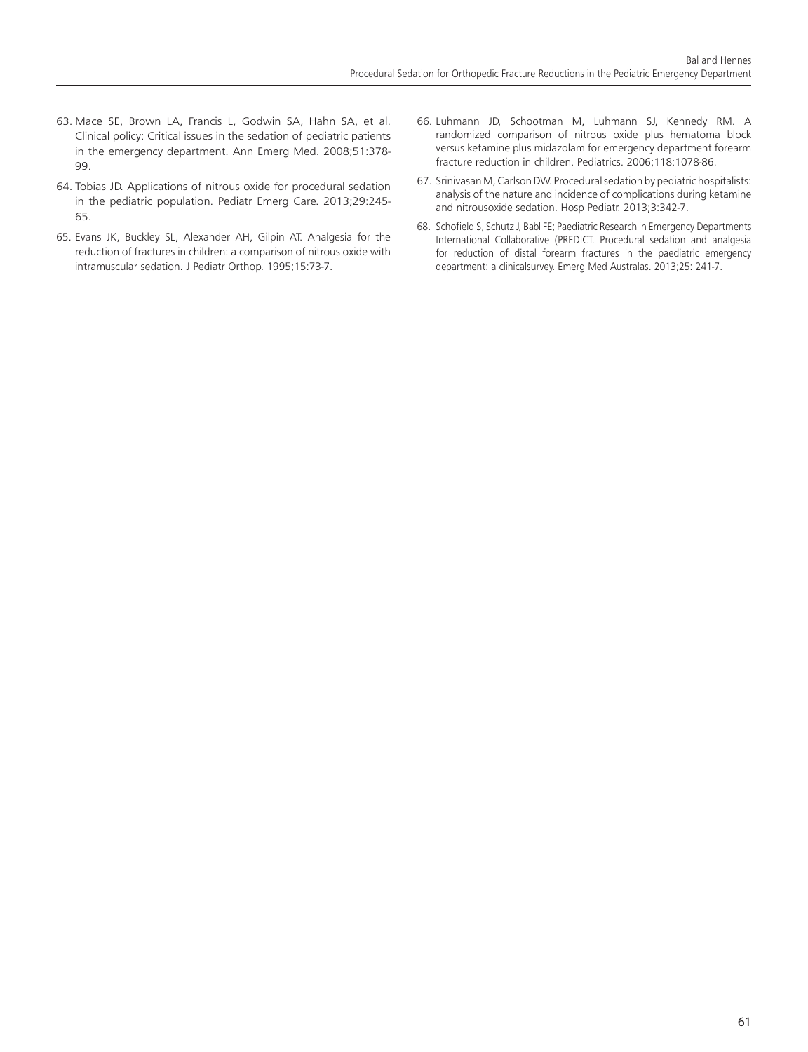63. Mace SE, Brown LA, Francis L, Godwin SA, Hahn SA, et al. Clinical policy: Critical issues in the sedation of pediatric patients in the emergency department. Ann Emerg Med. 2008;51:378-99.

64. Tobias JD. Applications of nitrous oxide for procedural sedation in the pediatric population. Pediatr Emerg Care. 2013;29:245-65.

65. Evans JK, Buckley SL, Alexander AH, Gilpin AT. Analgesia for the reduction of fractures in children: a comparison of nitrous oxide with intramuscular sedation. J Pediatr Orthop. 1995;15:73-7.

66. Luhmann JD, Schootman M, Luhmann SJ, Kennedy RM. A randomized comparison of nitrous oxide plus hematoma block versus ketamine plus midazolam for emergency department forearm fracture reduction in children. Pediatrics. 2006;118:1078-86.

67. Srinivasan M, Carlson DW. Procedural sedation by pediatric hospitalists: analysis of the nature and incidence of complications during ketamine and nitrousoxide sedation. Hosp Pediatr. 2013;3:342-7.

68. Schofield S, Schutz J, Babl FE; Paediatric Research in Emergency Departments International Collaborative (PREDICT. Procedural sedation and analgesia for reduction of distal forearm fractures in the paediatric emergency department: a clinicalsurvey. Emerg Med Australas. 2013;25: 241-7.